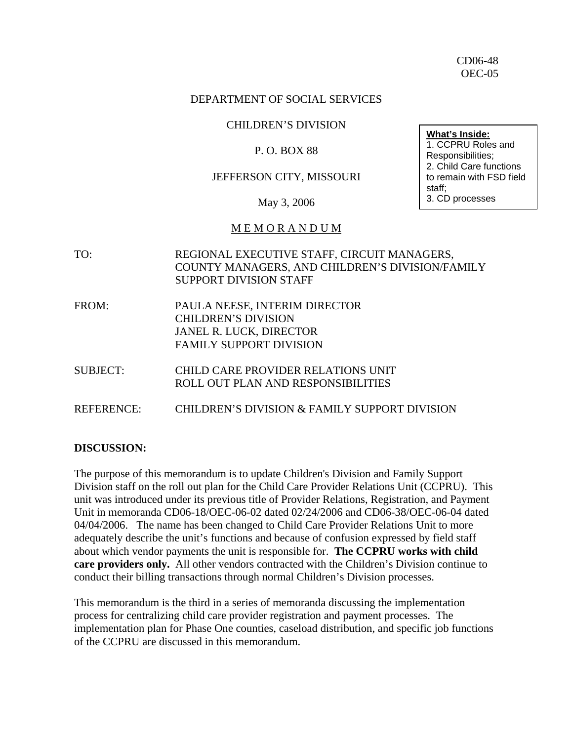CD06-48
OEC-05

DEPARTMENT OF SOCIAL SERVICES

CHILDREN'S DIVISION

P. O. BOX 88

JEFFERSON CITY, MISSOURI

May 3, 2006

**What's Inside:**
1. CCPRU Roles and Responsibilities;
2. Child Care functions to remain with FSD field staff;
3. CD processes

M E M O R A N D U M

TO: REGIONAL EXECUTIVE STAFF, CIRCUIT MANAGERS, COUNTY MANAGERS, AND CHILDREN'S DIVISION/FAMILY SUPPORT DIVISION STAFF

FROM: PAULA NEESE, INTERIM DIRECTOR
CHILDREN'S DIVISION
JANEL R. LUCK, DIRECTOR
FAMILY SUPPORT DIVISION

SUBJECT: CHILD CARE PROVIDER RELATIONS UNIT ROLL OUT PLAN AND RESPONSIBILITIES

REFERENCE: CHILDREN'S DIVISION & FAMILY SUPPORT DIVISION

**DISCUSSION:**

The purpose of this memorandum is to update Children's Division and Family Support Division staff on the roll out plan for the Child Care Provider Relations Unit (CCPRU). This unit was introduced under its previous title of Provider Relations, Registration, and Payment Unit in memoranda CD06-18/OEC-06-02 dated 02/24/2006 and CD06-38/OEC-06-04 dated 04/04/2006. The name has been changed to Child Care Provider Relations Unit to more adequately describe the unit's functions and because of confusion expressed by field staff about which vendor payments the unit is responsible for. **The CCPRU works with child care providers only.** All other vendors contracted with the Children's Division continue to conduct their billing transactions through normal Children's Division processes.

This memorandum is the third in a series of memoranda discussing the implementation process for centralizing child care provider registration and payment processes. The implementation plan for Phase One counties, caseload distribution, and specific job functions of the CCPRU are discussed in this memorandum.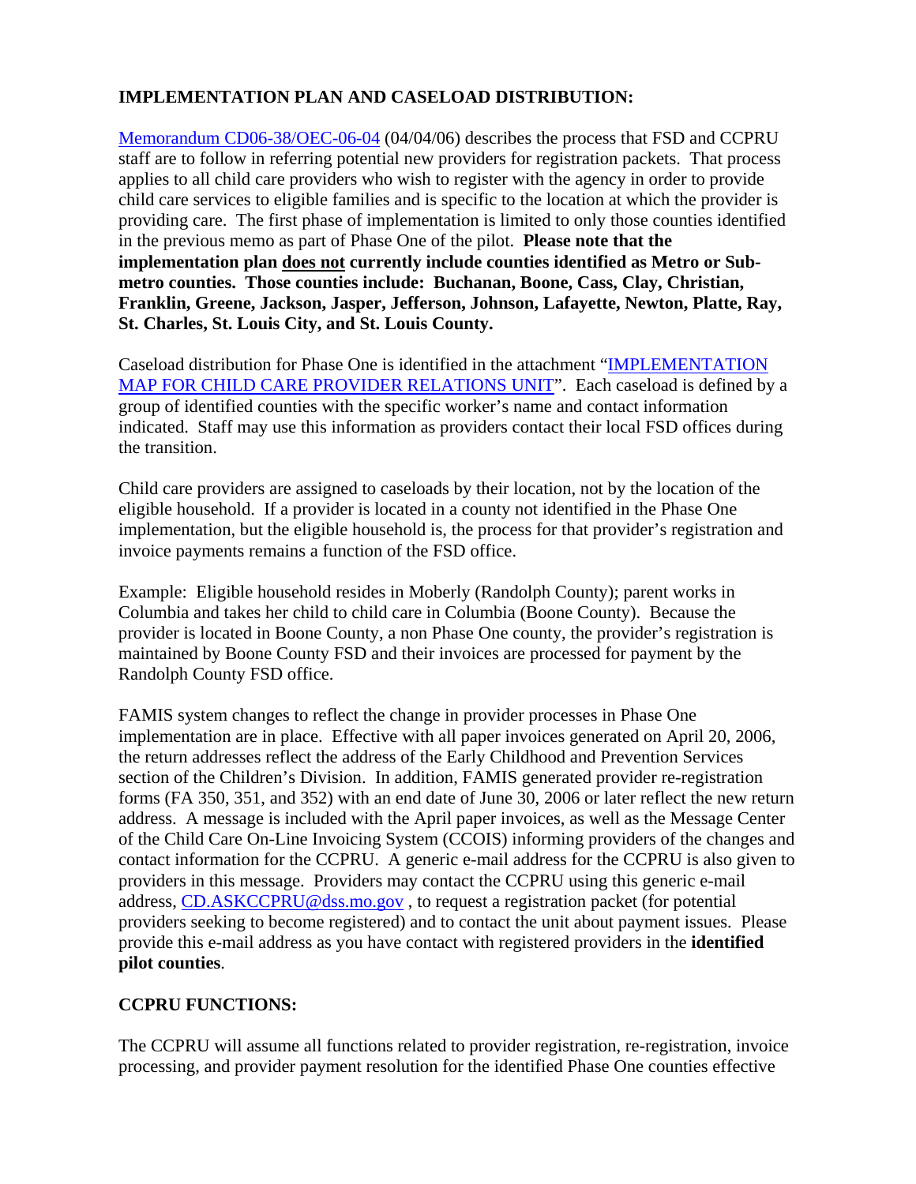**IMPLEMENTATION PLAN AND CASELOAD DISTRIBUTION:**

Memorandum CD06-38/OEC-06-04 (04/04/06) describes the process that FSD and CCPRU staff are to follow in referring potential new providers for registration packets. That process applies to all child care providers who wish to register with the agency in order to provide child care services to eligible families and is specific to the location at which the provider is providing care. The first phase of implementation is limited to only those counties identified in the previous memo as part of Phase One of the pilot. **Please note that the implementation plan <u>does not</u> currently include counties identified as Metro or Sub-metro counties. Those counties include: Buchanan, Boone, Cass, Clay, Christian, Franklin, Greene, Jackson, Jasper, Jefferson, Johnson, Lafayette, Newton, Platte, Ray, St. Charles, St. Louis City, and St. Louis County.**

Caseload distribution for Phase One is identified in the attachment "IMPLEMENTATION MAP FOR CHILD CARE PROVIDER RELATIONS UNIT". Each caseload is defined by a group of identified counties with the specific worker's name and contact information indicated. Staff may use this information as providers contact their local FSD offices during the transition.

Child care providers are assigned to caseloads by their location, not by the location of the eligible household. If a provider is located in a county not identified in the Phase One implementation, but the eligible household is, the process for that provider's registration and invoice payments remains a function of the FSD office.

Example: Eligible household resides in Moberly (Randolph County); parent works in Columbia and takes her child to child care in Columbia (Boone County). Because the provider is located in Boone County, a non Phase One county, the provider's registration is maintained by Boone County FSD and their invoices are processed for payment by the Randolph County FSD office.

FAMIS system changes to reflect the change in provider processes in Phase One implementation are in place. Effective with all paper invoices generated on April 20, 2006, the return addresses reflect the address of the Early Childhood and Prevention Services section of the Children's Division. In addition, FAMIS generated provider re-registration forms (FA 350, 351, and 352) with an end date of June 30, 2006 or later reflect the new return address. A message is included with the April paper invoices, as well as the Message Center of the Child Care On-Line Invoicing System (CCOIS) informing providers of the changes and contact information for the CCPRU. A generic e-mail address for the CCPRU is also given to providers in this message. Providers may contact the CCPRU using this generic e-mail address, CD.ASKCCPRU@dss.mo.gov , to request a registration packet (for potential providers seeking to become registered) and to contact the unit about payment issues. Please provide this e-mail address as you have contact with registered providers in the **identified pilot counties**.

**CCPRU FUNCTIONS:**

The CCPRU will assume all functions related to provider registration, re-registration, invoice processing, and provider payment resolution for the identified Phase One counties effective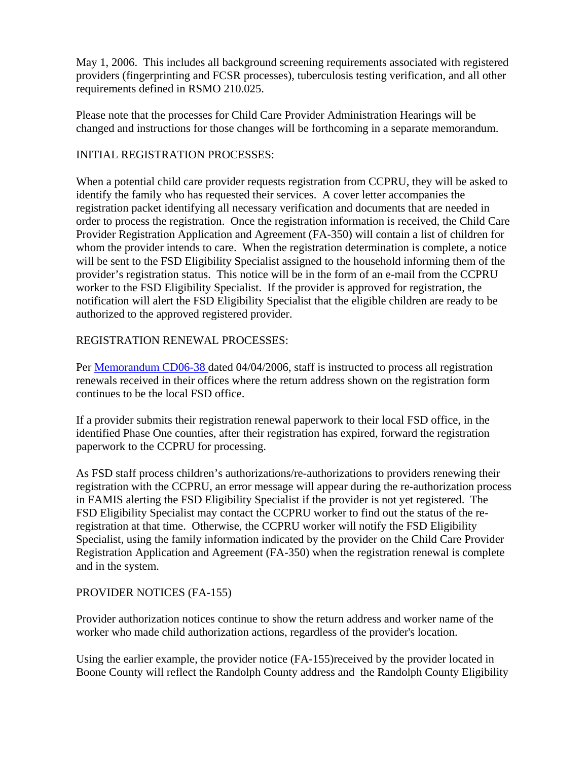May 1, 2006. This includes all background screening requirements associated with registered providers (fingerprinting and FCSR processes), tuberculosis testing verification, and all other requirements defined in RSMO 210.025.

Please note that the processes for Child Care Provider Administration Hearings will be changed and instructions for those changes will be forthcoming in a separate memorandum.

INITIAL REGISTRATION PROCESSES:

When a potential child care provider requests registration from CCPRU, they will be asked to identify the family who has requested their services. A cover letter accompanies the registration packet identifying all necessary verification and documents that are needed in order to process the registration. Once the registration information is received, the Child Care Provider Registration Application and Agreement (FA-350) will contain a list of children for whom the provider intends to care. When the registration determination is complete, a notice will be sent to the FSD Eligibility Specialist assigned to the household informing them of the provider's registration status. This notice will be in the form of an e-mail from the CCPRU worker to the FSD Eligibility Specialist. If the provider is approved for registration, the notification will alert the FSD Eligibility Specialist that the eligible children are ready to be authorized to the approved registered provider.

REGISTRATION RENEWAL PROCESSES:

Per [Memorandum CD06-38](#) dated 04/04/2006, staff is instructed to process all registration renewals received in their offices where the return address shown on the registration form continues to be the local FSD office.

If a provider submits their registration renewal paperwork to their local FSD office, in the identified Phase One counties, after their registration has expired, forward the registration paperwork to the CCPRU for processing.

As FSD staff process children's authorizations/re-authorizations to providers renewing their registration with the CCPRU, an error message will appear during the re-authorization process in FAMIS alerting the FSD Eligibility Specialist if the provider is not yet registered. The FSD Eligibility Specialist may contact the CCPRU worker to find out the status of the re-registration at that time. Otherwise, the CCPRU worker will notify the FSD Eligibility Specialist, using the family information indicated by the provider on the Child Care Provider Registration Application and Agreement (FA-350) when the registration renewal is complete and in the system.

PROVIDER NOTICES (FA-155)

Provider authorization notices continue to show the return address and worker name of the worker who made child authorization actions, regardless of the provider's location.

Using the earlier example, the provider notice (FA-155)received by the provider located in Boone County will reflect the Randolph County address and the Randolph County Eligibility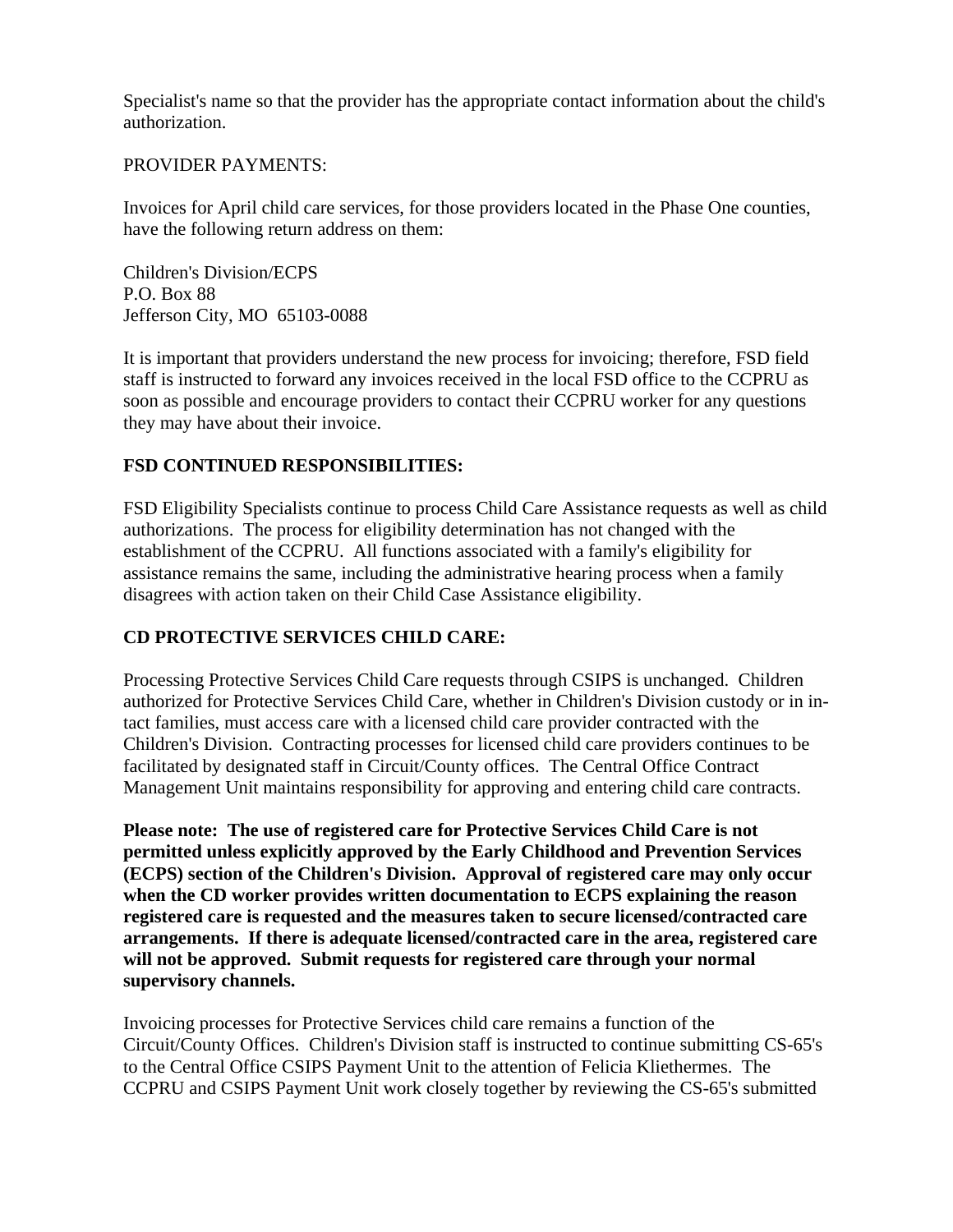Specialist's name so that the provider has the appropriate contact information about the child's authorization.

PROVIDER PAYMENTS:

Invoices for April child care services, for those providers located in the Phase One counties, have the following return address on them:

Children's Division/ECPS
P.O. Box 88
Jefferson City, MO 65103-0088

It is important that providers understand the new process for invoicing; therefore, FSD field staff is instructed to forward any invoices received in the local FSD office to the CCPRU as soon as possible and encourage providers to contact their CCPRU worker for any questions they may have about their invoice.

**FSD CONTINUED RESPONSIBILITIES:**

FSD Eligibility Specialists continue to process Child Care Assistance requests as well as child authorizations. The process for eligibility determination has not changed with the establishment of the CCPRU. All functions associated with a family's eligibility for assistance remains the same, including the administrative hearing process when a family disagrees with action taken on their Child Case Assistance eligibility.

**CD PROTECTIVE SERVICES CHILD CARE:**

Processing Protective Services Child Care requests through CSIPS is unchanged. Children authorized for Protective Services Child Care, whether in Children's Division custody or in in-tact families, must access care with a licensed child care provider contracted with the Children's Division. Contracting processes for licensed child care providers continues to be facilitated by designated staff in Circuit/County offices. The Central Office Contract Management Unit maintains responsibility for approving and entering child care contracts.

**Please note: The use of registered care for Protective Services Child Care is not permitted unless explicitly approved by the Early Childhood and Prevention Services (ECPS) section of the Children's Division. Approval of registered care may only occur when the CD worker provides written documentation to ECPS explaining the reason registered care is requested and the measures taken to secure licensed/contracted care arrangements. If there is adequate licensed/contracted care in the area, registered care will not be approved. Submit requests for registered care through your normal supervisory channels.**

Invoicing processes for Protective Services child care remains a function of the Circuit/County Offices. Children's Division staff is instructed to continue submitting CS-65's to the Central Office CSIPS Payment Unit to the attention of Felicia Kliethermes. The CCPRU and CSIPS Payment Unit work closely together by reviewing the CS-65's submitted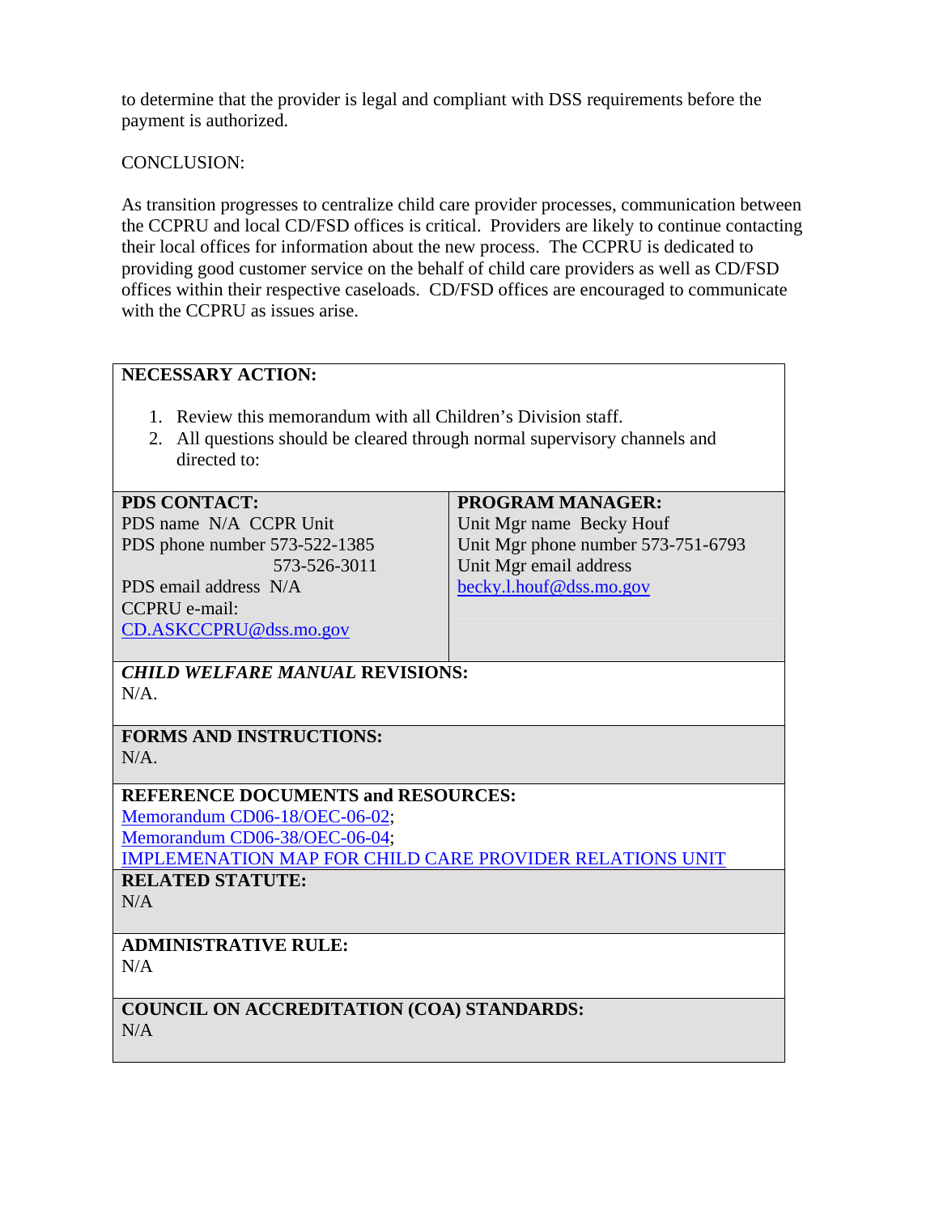to determine that the provider is legal and compliant with DSS requirements before the payment is authorized.

CONCLUSION:

As transition progresses to centralize child care provider processes, communication between the CCPRU and local CD/FSD offices is critical. Providers are likely to continue contacting their local offices for information about the new process. The CCPRU is dedicated to providing good customer service on the behalf of child care providers as well as CD/FSD offices within their respective caseloads. CD/FSD offices are encouraged to communicate with the CCPRU as issues arise.

**NECESSARY ACTION:**

1. Review this memorandum with all Children's Division staff.
2. All questions should be cleared through normal supervisory channels and directed to:

| **PDS CONTACT:** | **PROGRAM MANAGER:** |
|---|---|
| PDS name N/A CCPR Unit<br>PDS phone number 573-522-1385<br>573-526-3011<br>PDS email address N/A<br>CCPRU e-mail:<br>CD.ASKCCPRU@dss.mo.gov | Unit Mgr name Becky Houf<br>Unit Mgr phone number 573-751-6793<br>Unit Mgr email address<br>becky.l.houf@dss.mo.gov |

***CHILD WELFARE MANUAL* REVISIONS:**
N/A.

**FORMS AND INSTRUCTIONS:**
N/A.

**REFERENCE DOCUMENTS and RESOURCES:**
Memorandum CD06-18/OEC-06-02;
Memorandum CD06-38/OEC-06-04;
IMPLEMENATION MAP FOR CHILD CARE PROVIDER RELATIONS UNIT

**RELATED STATUTE:**
N/A

**ADMINISTRATIVE RULE:**
N/A

**COUNCIL ON ACCREDITATION (COA) STANDARDS:**
N/A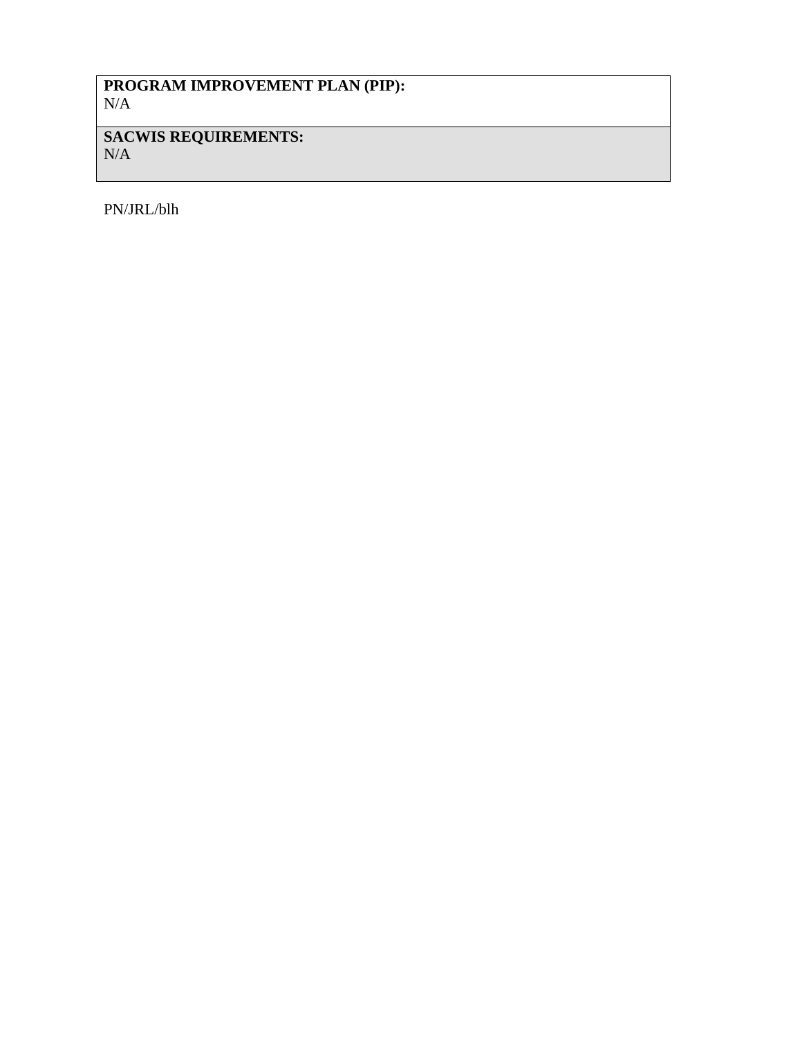| |
|---|
| **PROGRAM IMPROVEMENT PLAN (PIP):**<br>N/A |
| **SACWIS REQUIREMENTS:**<br>N/A |

PN/JRL/blh